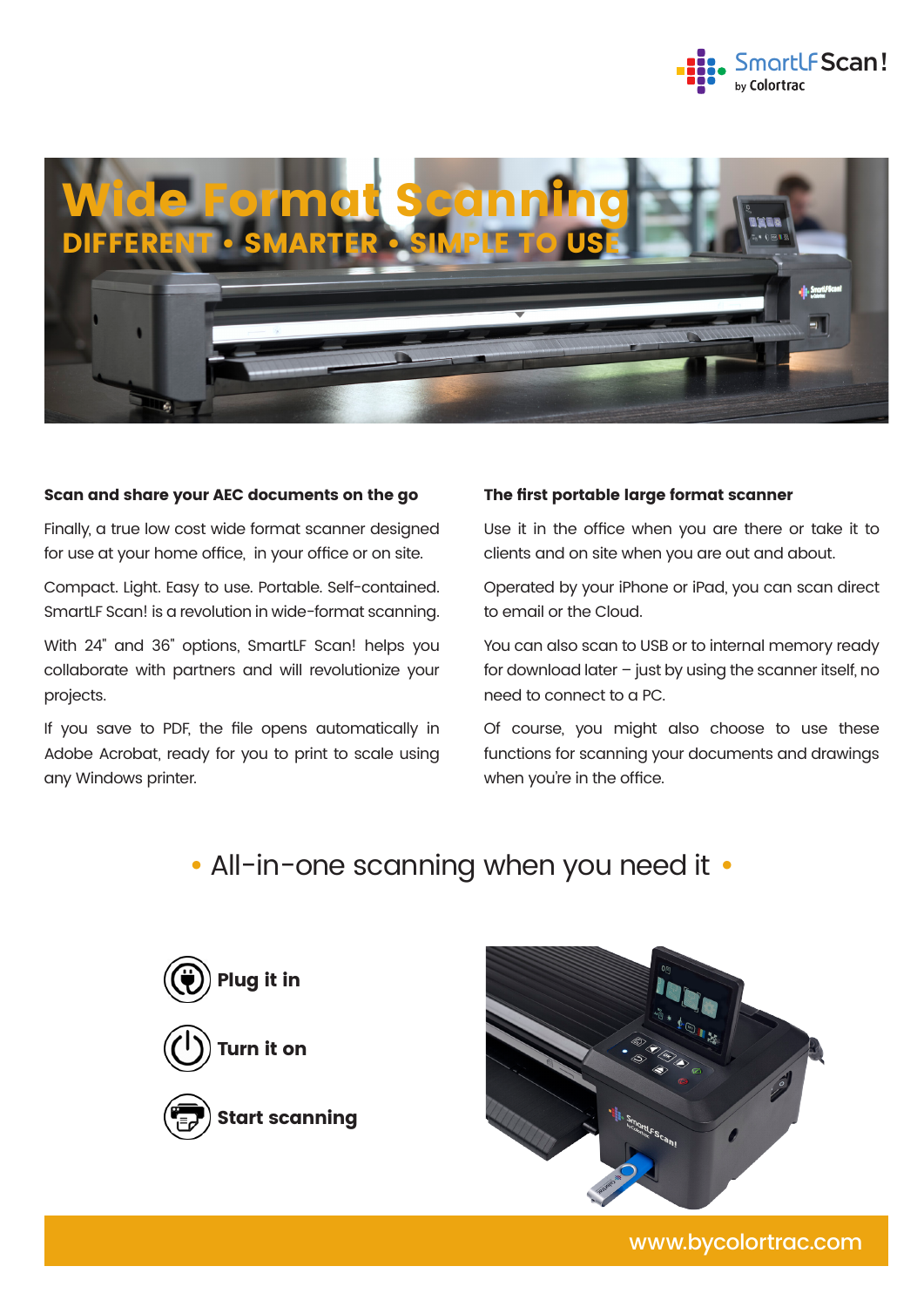SmartLF Scan! by Colortrac

# Wide Format Scanning

## DIFFERENT • SMARTER • SIMPLE TO USE

### Scan and share your AEC documents on the go

Finally, a true low cost wide format scanner designed for use at your home office, in your office or on site.

Compact. Light. Easy to use. Portable. Self-contained. SmartLF Scan! is a revolution in wide-format scanning.

With 24" and 36" options, SmartLF Scan! helps you collaborate with partners and will revolutionize your projects.

If you save to PDF, the file opens automatically in Adobe Acrobat, ready for you to print to scale using any Windows printer.

### The first portable large format scanner

Use it in the office when you are there or take it to clients and on site when you are out and about.

Operated by your iPhone or iPad, you can scan direct to email or the Cloud.

You can also scan to USB or to internal memory ready for download later – just by using the scanner itself, no need to connect to a PC.

Of course, you might also choose to use these functions for scanning your documents and drawings when you're in the office.

## • All-in-one scanning when you need it •

**Plug it in**

**Turn it on**

**Start scanning**

www.bycolortrac.com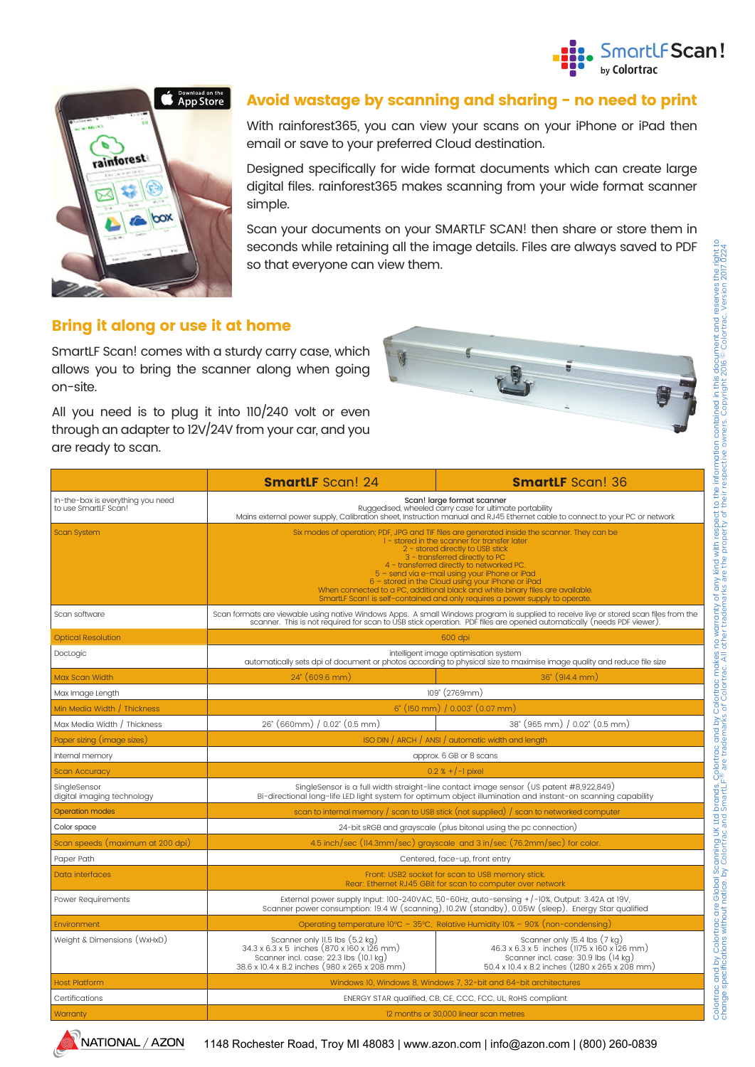## Avoid wastage by scanning and sharing - no need to print

With rainforest365, you can view your scans on your iPhone or iPad then email or save to your preferred Cloud destination.

Designed specifically for wide format documents which can create large digital files. rainforest365 makes scanning from your wide format scanner simple.

Scan your documents on your SMARTLF SCAN! then share or store them in seconds while retaining all the image details. Files are always saved to PDF so that everyone can view them.

## Bring it along or use it at home

SmartLF Scan! comes with a sturdy carry case, which allows you to bring the scanner along when going on-site.

All you need is to plug it into 110/240 volt or even through an adapter to 12V/24V from your car, and you are ready to scan.

| | **SmartLF** Scan! 24 | **SmartLF** Scan! 36 |
|---|---|---|
| In-the-box is everything you need to use SmartLF Scan! | Scan! large format scanner<br>Ruggedised, wheeled carry case for ultimate portability<br>Mains external power supply, Calibration sheet, Instruction manual and RJ45 Ethernet cable to connect to your PC or network | |
| Scan System | Six modes of operation; PDF, JPG and TIF files are generated inside the scanner. They can be<br>1 - stored in the scanner for transfer later<br>2 - stored directly to USB stick<br>3 - transferred directly to PC<br>4 - transferred directly to networked PC.<br>5 – send via e-mail using your iPhone or iPad<br>6 – stored in the Cloud using your iPhone or iPad<br>When connected to a PC, additional black and white binary files are available.<br>SmartLF Scan! is self-contained and only requires a power supply to operate. | |
| Scan software | Scan formats are viewable using native Windows Apps. A small Windows program is supplied to receive live or stored scan files from the scanner. This is not required for scan to USB stick operation. PDF files are opened automatically (needs PDF viewer). | |
| Optical Resolution | 600 dpi | |
| DocLogic | intelligent image optimisation system<br>automatically sets dpi of document or photos according to physical size to maximise image quality and reduce file size | |
| Max Scan Width | 24" (609.6 mm) | 36" (914.4 mm) |
| Max Image Length | 109" (2769mm) | |
| Min Media Width / Thickness | 6" (150 mm) / 0.003" (0.07 mm) | |
| Max Media Width / Thickness | 26" (660mm) / 0.02" (0.5 mm) | 38" (965 mm) / 0.02" (0.5 mm) |
| Paper sizing (image sizes) | ISO DIN / ARCH / ANSI / automatic width and length | |
| Internal memory | approx. 6 GB or 8 scans | |
| Scan Accuracy | 0.2 % +/-1 pixel | |
| SingleSensor digital imaging technology | SingleSensor is a full width straight-line contact image sensor (US patent #8,922,849)<br>Bi-directional long-life LED light system for optimum object illumination and instant-on scanning capability | |
| Operation modes | scan to internal memory / scan to USB stick (not supplied) / scan to networked computer | |
| Color space | 24-bit sRGB and grayscale (plus bitonal using the pc connection) | |
| Scan speeds (maximum at 200 dpi) | 4.5 inch/sec (114.3mm/sec) grayscale and 3 in/sec (76.2mm/sec) for color. | |
| Paper Path | Centered, face-up, front entry | |
| Data interfaces | Front: USB2 socket for scan to USB memory stick.<br>Rear: Ethernet RJ45 GBit for scan to computer over network | |
| Power Requirements | External power supply Input: 100-240VAC, 50-60Hz, auto-sensing +/-10%, Output: 3.42A at 19V,<br>Scanner power consumption: 19.4 W (scanning), 10.2W (standby), 0.05W (sleep). Energy Star qualified | |
| Environment | Operating temperature 10°C – 35°C, Relative Humidity 10% – 90% (non-condensing) | |
| Weight & Dimensions (WxHxD) | Scanner only 11.5 lbs (5.2 kg)<br>34.3 x 6.3 x 5 inches (870 x 160 x 126 mm)<br>Scanner incl. case: 22.3 lbs (10.1 kg)<br>38.6 x 10.4 x 8.2 inches (980 x 265 x 208 mm) | Scanner only 15.4 lbs (7 kg)<br>46.3 x 6.3 x 5 inches (1175 x 160 x 126 mm)<br>Scanner incl. case: 30.9 lbs (14 kg)<br>50.4 x 10.4 x 8.2 inches (1280 x 265 x 208 mm) |
| Host Platform | Windows 10, Windows 8, Windows 7, 32-bit and 64-bit architectures | |
| Certifications | ENERGY STAR qualified, CB, CE, CCC, FCC, UL, RoHS compliant | |
| Warranty | 12 months or 30,000 linear scan metres | |

Colortrac and by Colortrac are Global Scanning UK Ltd brands. Colortrac makes no warranty of any kind with respect to the information contained in this document and reserves the right to change specifications without notice. by Colortrac and SmartLF® are trademarks of Colortrac. All other trademarks are the property of their respective owners. Copyright 2016 © Colortrac. Version 2017.0224

NATIONAL / AZON 1148 Rochester Road, Troy MI 48083 | www.azon.com | info@azon.com | (800) 260-0839